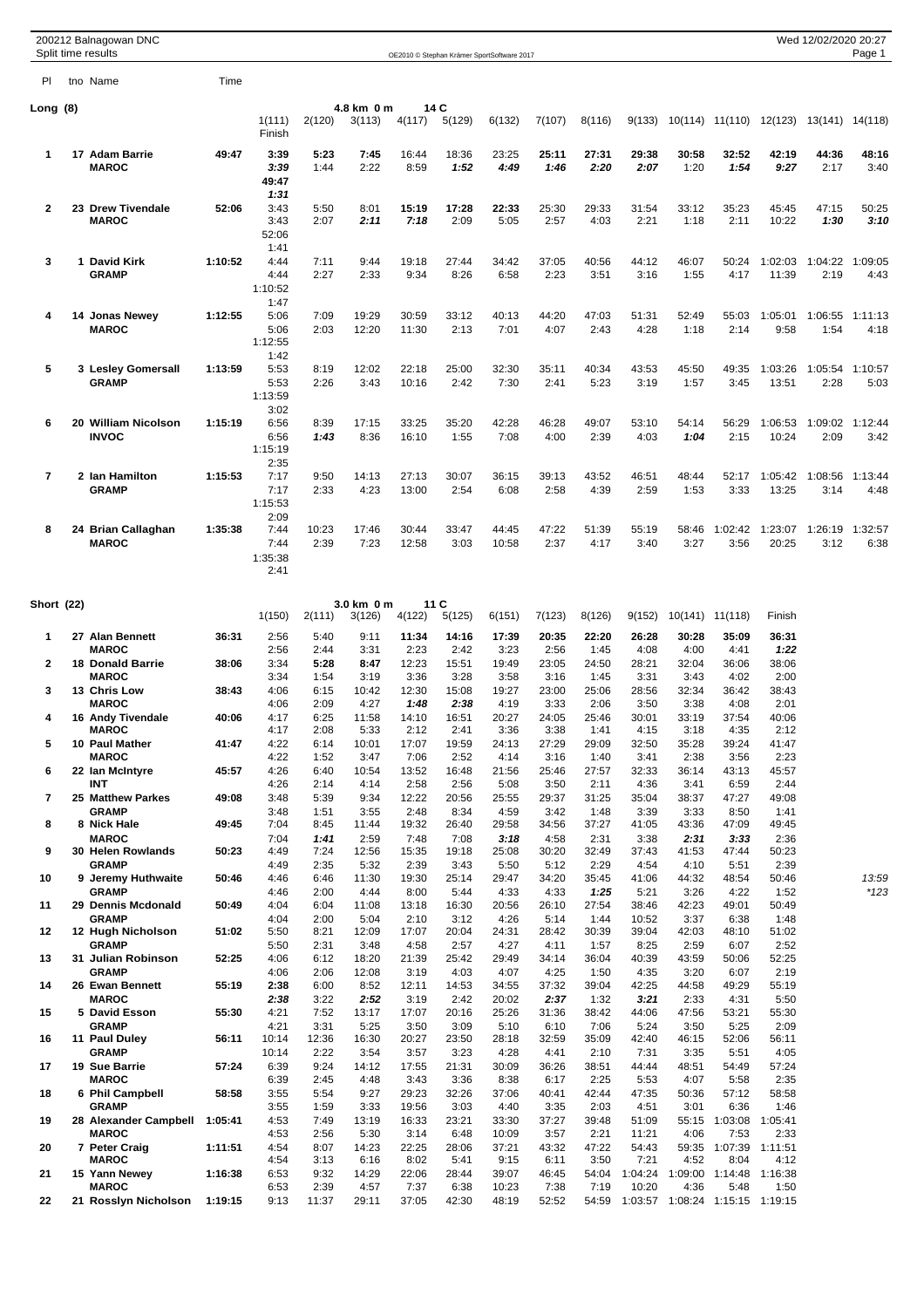# 200212 Balnagowan DNC

## Split time results

### Long (8) — 4.8 km 0 m — 14 C

| Pl | tno | Name | Time | 1(111) | 2(120) | 3(113) | 4(117) | 5(129) | 6(132) | 7(107) | 8(116) | 9(133) | 10(114) | 11(110) | 12(123) | 13(141) | 14(118) | Finish |
|---|---|---|---|---|---|---|---|---|---|---|---|---|---|---|---|---|---|---|
| 1 | 17 | Adam Barrie | 49:47 | 3:39 | 5:23 | 7:45 | 16:44 | 18:36 | 23:25 | 25:11 | 27:31 | 29:38 | 30:58 | 32:52 | 42:19 | 44:36 | 48:16 | 49:47 |
| | | MAROC | | 3:39 | 1:44 | 2:22 | 8:59 | 1:52 | 4:49 | 1:46 | 2:20 | 2:07 | 1:20 | 1:54 | 9:27 | 2:17 | 3:40 | 1:31 |
| 2 | 23 | Drew Tivendale | 52:06 | 3:43 | 5:50 | 8:01 | 15:19 | 17:28 | 22:33 | 25:30 | 29:33 | 31:54 | 33:12 | 35:23 | 45:45 | 47:15 | 50:25 | 52:06 |
| | | MAROC | | 3:43 | 2:07 | 2:11 | 7:18 | 2:09 | 5:05 | 2:57 | 4:03 | 2:21 | 1:18 | 2:11 | 10:22 | 1:30 | 3:10 | 1:41 |
| 3 | 1 | David Kirk | 1:10:52 | 4:44 | 7:11 | 9:44 | 19:18 | 27:44 | 34:42 | 37:05 | 40:56 | 44:12 | 46:07 | 50:24 | 1:02:03 | 1:04:22 | 1:09:05 | 1:10:52 |
| | | GRAMP | | 4:44 | 2:27 | 2:33 | 9:34 | 8:26 | 6:58 | 2:23 | 3:51 | 3:16 | 1:55 | 4:17 | 11:39 | 2:19 | 4:43 | 1:47 |
| 4 | 14 | Jonas Newey | 1:12:55 | 5:06 | 7:09 | 19:29 | 30:59 | 33:12 | 40:13 | 44:20 | 47:03 | 51:31 | 52:49 | 55:03 | 1:05:01 | 1:06:55 | 1:11:13 | 1:12:55 |
| | | MAROC | | 5:06 | 2:03 | 12:20 | 11:30 | 2:13 | 7:01 | 4:07 | 2:43 | 4:28 | 1:18 | 2:14 | 9:58 | 1:54 | 4:18 | 1:42 |
| 5 | 3 | Lesley Gomersall | 1:13:59 | 5:53 | 8:19 | 12:02 | 22:18 | 25:00 | 32:30 | 35:11 | 40:34 | 43:53 | 45:50 | 49:35 | 1:03:26 | 1:05:54 | 1:10:57 | 1:13:59 |
| | | GRAMP | | 5:53 | 2:26 | 3:43 | 10:16 | 2:42 | 7:30 | 2:41 | 5:23 | 3:19 | 1:57 | 3:45 | 13:51 | 2:28 | 5:03 | 3:02 |
| 6 | 20 | William Nicolson | 1:15:19 | 6:56 | 8:39 | 17:15 | 33:25 | 35:20 | 42:28 | 46:28 | 49:07 | 53:10 | 54:14 | 56:29 | 1:06:53 | 1:09:02 | 1:12:44 | 1:15:19 |
| | | INVOC | | 6:56 | 1:43 | 8:36 | 16:10 | 1:55 | 7:08 | 4:00 | 2:39 | 4:03 | 1:04 | 2:15 | 10:24 | 2:09 | 3:42 | 2:35 |
| 7 | 2 | Ian Hamilton | 1:15:53 | 7:17 | 9:50 | 14:13 | 27:13 | 30:07 | 36:15 | 39:13 | 43:52 | 46:51 | 48:44 | 52:17 | 1:05:42 | 1:08:56 | 1:13:44 | 1:15:53 |
| | | GRAMP | | 7:17 | 2:33 | 4:23 | 13:00 | 2:54 | 6:08 | 2:58 | 4:39 | 2:59 | 1:53 | 3:33 | 13:25 | 3:14 | 4:48 | 2:09 |
| 8 | 24 | Brian Callaghan | 1:35:38 | 7:44 | 10:23 | 17:46 | 30:44 | 33:47 | 44:45 | 47:22 | 51:39 | 55:19 | 58:46 | 1:02:42 | 1:23:07 | 1:26:19 | 1:32:57 | 1:35:38 |
| | | MAROC | | 7:44 | 2:39 | 7:23 | 12:58 | 3:03 | 10:58 | 2:37 | 4:17 | 3:40 | 3:27 | 3:56 | 20:25 | 3:12 | 6:38 | 2:41 |

### Short (22) — 3.0 km 0 m — 11 C

| Pl | tno | Name | Time | 1(150) | 2(111) | 3(126) | 4(122) | 5(125) | 6(151) | 7(123) | 8(126) | 9(152) | 10(141) | 11(118) | Finish | |
|---|---|---|---|---|---|---|---|---|---|---|---|---|---|---|---|---|
| 1 | 27 | Alan Bennett | 36:31 | 2:56 | 5:40 | 9:11 | 11:34 | 14:16 | 17:39 | 20:35 | 22:20 | 26:28 | 30:28 | 35:09 | 36:31 | |
| | | MAROC | | 2:56 | 2:44 | 3:31 | 2:23 | 2:42 | 3:23 | 2:56 | 1:45 | 4:08 | 4:00 | 4:41 | 1:22 | |
| 2 | 18 | Donald Barrie | 38:06 | 3:34 | 5:28 | 8:47 | 12:23 | 15:51 | 19:49 | 23:05 | 24:50 | 28:21 | 32:04 | 36:06 | 38:06 | |
| | | MAROC | | 3:34 | 1:54 | 3:19 | 3:36 | 3:28 | 3:58 | 3:16 | 1:45 | 3:31 | 3:43 | 4:02 | 2:00 | |
| 3 | 13 | Chris Low | 38:43 | 4:06 | 6:15 | 10:42 | 12:30 | 15:08 | 19:27 | 23:00 | 25:06 | 28:56 | 32:34 | 36:42 | 38:43 | |
| | | MAROC | | 4:06 | 2:09 | 4:27 | 1:48 | 2:38 | 4:19 | 3:33 | 2:06 | 3:50 | 3:38 | 4:08 | 2:01 | |
| 4 | 16 | Andy Tivendale | 40:06 | 4:17 | 6:25 | 11:58 | 14:10 | 16:51 | 20:27 | 24:05 | 25:46 | 30:01 | 33:19 | 37:54 | 40:06 | |
| | | MAROC | | 4:17 | 2:08 | 5:33 | 2:12 | 2:41 | 3:36 | 3:38 | 1:41 | 4:15 | 3:18 | 4:35 | 2:12 | |
| 5 | 10 | Paul Mather | 41:47 | 4:22 | 6:14 | 10:01 | 17:07 | 19:59 | 24:13 | 27:29 | 29:09 | 32:50 | 35:28 | 39:24 | 41:47 | |
| | | MAROC | | 4:22 | 1:52 | 3:47 | 7:06 | 2:52 | 4:14 | 3:16 | 1:40 | 3:41 | 2:38 | 3:56 | 2:23 | |
| 6 | 22 | Ian McIntyre | 45:57 | 4:26 | 6:40 | 10:54 | 13:52 | 16:48 | 21:56 | 25:46 | 27:57 | 32:33 | 36:14 | 43:13 | 45:57 | |
| | | INT | | 4:26 | 2:14 | 4:14 | 2:58 | 2:56 | 5:08 | 3:50 | 2:11 | 4:36 | 3:41 | 6:59 | 2:44 | |
| 7 | 25 | Matthew Parkes | 49:08 | 3:48 | 5:39 | 9:34 | 12:22 | 20:56 | 25:55 | 29:37 | 31:25 | 35:04 | 38:37 | 47:27 | 49:08 | |
| | | GRAMP | | 3:48 | 1:51 | 3:55 | 2:48 | 8:34 | 4:59 | 3:42 | 1:48 | 3:39 | 3:33 | 8:50 | 1:41 | |
| 8 | 8 | Nick Hale | 49:45 | 7:04 | 8:45 | 11:44 | 19:32 | 26:40 | 29:58 | 34:56 | 37:27 | 41:05 | 43:36 | 47:09 | 49:45 | |
| | | MAROC | | 7:04 | 1:41 | 2:59 | 7:48 | 7:08 | 3:18 | 4:58 | 2:31 | 3:38 | 2:31 | 3:33 | 2:36 | |
| 9 | 30 | Helen Rowlands | 50:23 | 4:49 | 7:24 | 12:56 | 15:35 | 19:18 | 25:08 | 30:20 | 32:49 | 37:43 | 41:53 | 47:44 | 50:23 | |
| | | GRAMP | | 4:49 | 2:35 | 5:32 | 2:39 | 3:43 | 5:50 | 5:12 | 2:29 | 4:54 | 4:10 | 5:51 | 2:39 | |
| 10 | 9 | Jeremy Huthwaite | 50:46 | 4:46 | 6:46 | 11:30 | 19:30 | 25:14 | 29:47 | 34:20 | 35:45 | 41:06 | 44:32 | 48:54 | 50:46 | 13:59 |
| | | GRAMP | | 4:46 | 2:00 | 4:44 | 8:00 | 5:44 | 4:33 | 4:33 | 1:25 | 5:21 | 3:26 | 4:22 | 1:52 | *123 |
| 11 | 29 | Dennis Mcdonald | 50:49 | 4:04 | 6:04 | 11:08 | 13:18 | 16:30 | 20:56 | 26:10 | 27:54 | 38:46 | 42:23 | 49:01 | 50:49 | |
| | | GRAMP | | 4:04 | 2:00 | 5:04 | 2:10 | 3:12 | 4:26 | 5:14 | 1:44 | 10:52 | 3:37 | 6:38 | 1:48 | |
| 12 | 12 | Hugh Nicholson | 51:02 | 5:50 | 8:21 | 12:09 | 17:07 | 20:04 | 24:31 | 28:42 | 30:39 | 39:04 | 42:03 | 48:10 | 51:02 | |
| | | GRAMP | | 5:50 | 2:31 | 3:48 | 4:58 | 2:57 | 4:27 | 4:11 | 1:57 | 8:25 | 2:59 | 6:07 | 2:52 | |
| 13 | 31 | Julian Robinson | 52:25 | 4:06 | 6:12 | 18:20 | 21:39 | 25:42 | 29:49 | 34:14 | 36:04 | 40:39 | 43:59 | 50:06 | 52:25 | |
| | | GRAMP | | 4:06 | 2:06 | 12:08 | 3:19 | 4:03 | 4:07 | 4:25 | 1:50 | 4:35 | 3:20 | 6:07 | 2:19 | |
| 14 | 26 | Ewan Bennett | 55:19 | 2:38 | 6:00 | 8:52 | 12:11 | 14:53 | 34:55 | 37:32 | 39:04 | 42:25 | 44:58 | 49:29 | 55:19 | |
| | | MAROC | | 2:38 | 3:22 | 2:52 | 3:19 | 2:42 | 20:02 | 2:37 | 1:32 | 3:21 | 2:33 | 4:31 | 5:50 | |
| 15 | 5 | David Esson | 55:30 | 4:21 | 7:52 | 13:17 | 17:07 | 20:16 | 25:26 | 31:36 | 38:42 | 44:06 | 47:56 | 53:21 | 55:30 | |
| | | GRAMP | | 4:21 | 3:31 | 5:25 | 3:50 | 3:09 | 5:10 | 6:10 | 7:06 | 5:24 | 3:50 | 5:25 | 2:09 | |
| 16 | 11 | Paul Duley | 56:11 | 10:14 | 12:36 | 16:30 | 20:27 | 23:50 | 28:18 | 32:59 | 35:09 | 42:40 | 46:15 | 52:06 | 56:11 | |
| | | GRAMP | | 10:14 | 2:22 | 3:54 | 3:57 | 3:23 | 4:28 | 4:41 | 2:10 | 7:31 | 3:35 | 5:51 | 4:05 | |
| 17 | 19 | Sue Barrie | 57:24 | 6:39 | 9:24 | 14:12 | 17:55 | 21:31 | 30:09 | 36:26 | 38:51 | 44:44 | 48:51 | 54:49 | 57:24 | |
| | | MAROC | | 6:39 | 2:45 | 4:48 | 3:43 | 3:36 | 8:38 | 6:17 | 2:25 | 5:53 | 4:07 | 5:58 | 2:35 | |
| 18 | 6 | Phil Campbell | 58:58 | 3:55 | 5:54 | 9:27 | 29:23 | 32:26 | 37:06 | 40:41 | 42:44 | 47:35 | 50:36 | 57:12 | 58:58 | |
| | | GRAMP | | 3:55 | 1:59 | 3:33 | 19:56 | 3:03 | 4:40 | 3:35 | 2:03 | 4:51 | 3:01 | 6:36 | 1:46 | |
| 19 | 28 | Alexander Campbell | 1:05:41 | 4:53 | 7:49 | 13:19 | 16:33 | 23:21 | 33:30 | 37:27 | 39:48 | 51:09 | 55:15 | 1:03:08 | 1:05:41 | |
| | | MAROC | | 4:53 | 2:56 | 5:30 | 3:14 | 6:48 | 10:09 | 3:57 | 2:21 | 11:21 | 4:06 | 7:53 | 2:33 | |
| 20 | 7 | Peter Craig | 1:11:51 | 4:54 | 8:07 | 14:23 | 22:25 | 28:06 | 37:21 | 43:32 | 47:22 | 54:43 | 59:35 | 1:07:39 | 1:11:51 | |
| | | MAROC | | 4:54 | 3:13 | 6:16 | 8:02 | 5:41 | 9:15 | 6:11 | 3:50 | 7:21 | 4:52 | 8:04 | 4:12 | |
| 21 | 15 | Yann Newey | 1:16:38 | 6:53 | 9:32 | 14:29 | 22:06 | 28:44 | 39:07 | 46:45 | 54:04 | 1:04:24 | 1:09:00 | 1:14:48 | 1:16:38 | |
| | | MAROC | | 6:53 | 2:39 | 4:57 | 7:37 | 6:38 | 10:23 | 7:38 | 7:19 | 10:20 | 4:36 | 5:48 | 1:50 | |
| 22 | 21 | Rosslyn Nicholson | 1:19:15 | 9:13 | 11:37 | 29:11 | 37:05 | 42:30 | 48:19 | 52:52 | 54:59 | 1:03:57 | 1:08:24 | 1:15:15 | 1:19:15 | |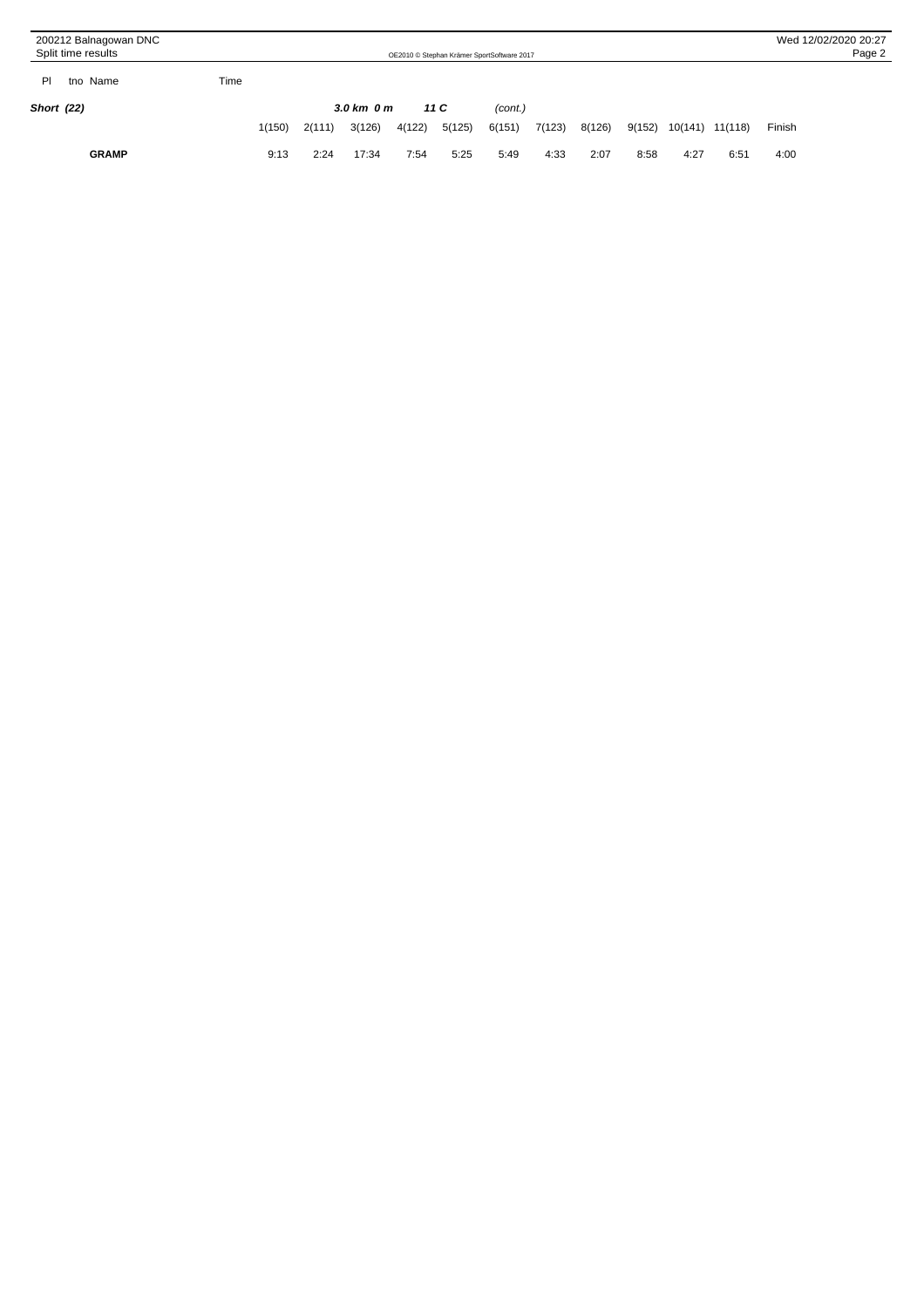| Pl | tno Name | Time | | | | | | | | | | | | |
|---|---|---|---|---|---|---|---|---|---|---|---|---|---|---|
| ***Short (22)*** | | | | | ***3.0 km 0 m*** | | ***11 C*** | *(cont.)* | | | | | | |
| | | | 1(150) | 2(111) | 3(126) | 4(122) | 5(125) | 6(151) | 7(123) | 8(126) | 9(152) | 10(141) | 11(118) | Finish |
| | **GRAMP** | | 9:13 | 2:24 | 17:34 | 7:54 | 5:25 | 5:49 | 4:33 | 2:07 | 8:58 | 4:27 | 6:51 | 4:00 |